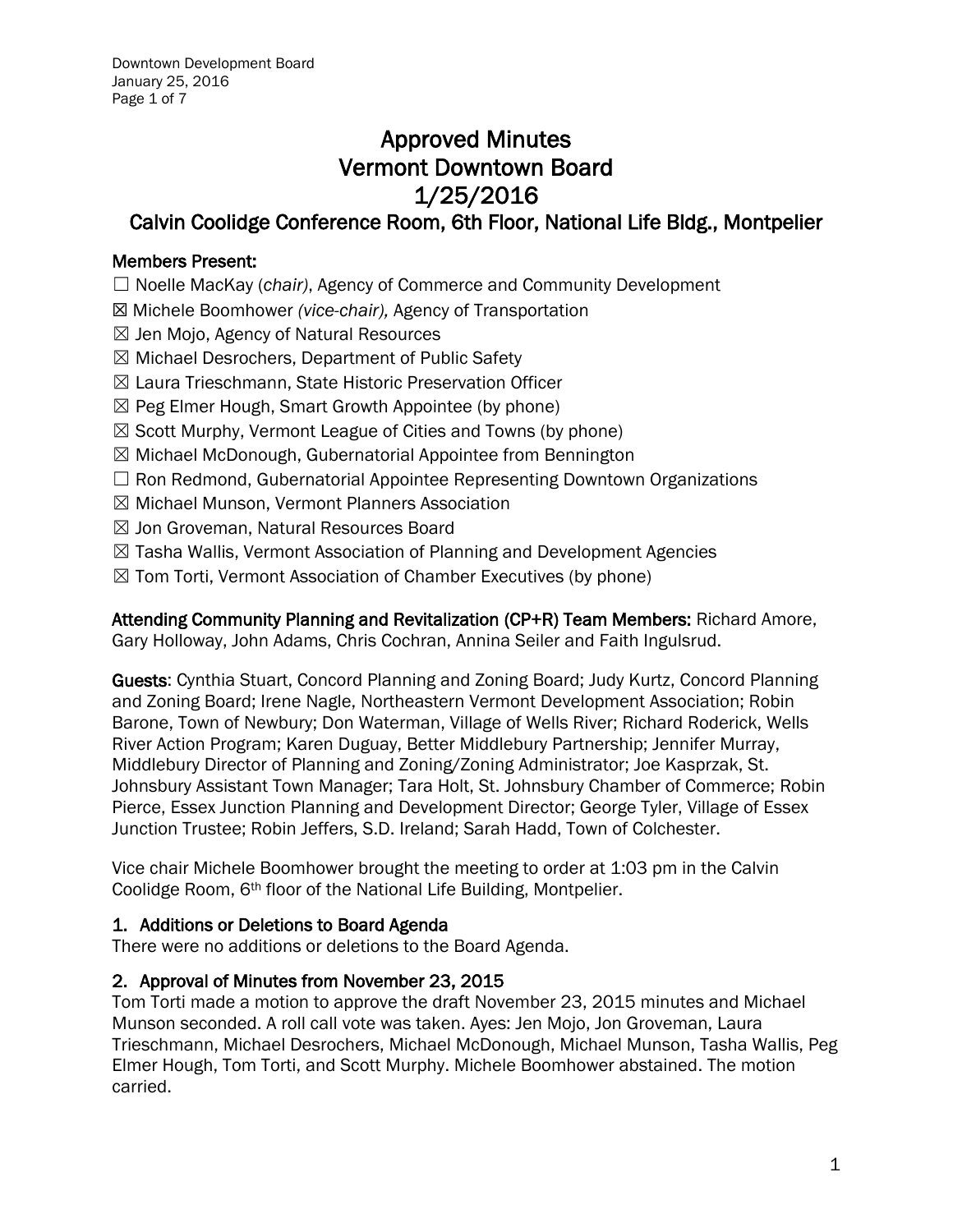# Approved Minutes
# Vermont Downtown Board
# 1/25/2016
## Calvin Coolidge Conference Room, 6th Floor, National Life Bldg., Montpelier

**Members Present:**

☐ Noelle MacKay (*chair)*, Agency of Commerce and Community Development
☒ Michele Boomhower *(vice-chair),* Agency of Transportation
☒ Jen Mojo, Agency of Natural Resources
☒ Michael Desrochers, Department of Public Safety
☒ Laura Trieschmann, State Historic Preservation Officer
☒ Peg Elmer Hough, Smart Growth Appointee (by phone)
☒ Scott Murphy, Vermont League of Cities and Towns (by phone)
☒ Michael McDonough, Gubernatorial Appointee from Bennington
☐ Ron Redmond, Gubernatorial Appointee Representing Downtown Organizations
☒ Michael Munson, Vermont Planners Association
☒ Jon Groveman, Natural Resources Board
☒ Tasha Wallis, Vermont Association of Planning and Development Agencies
☒ Tom Torti, Vermont Association of Chamber Executives (by phone)

**Attending Community Planning and Revitalization (CP+R) Team Members:** Richard Amore, Gary Holloway, John Adams, Chris Cochran, Annina Seiler and Faith Ingulsrud.

**Guests**: Cynthia Stuart, Concord Planning and Zoning Board; Judy Kurtz, Concord Planning and Zoning Board; Irene Nagle, Northeastern Vermont Development Association; Robin Barone, Town of Newbury; Don Waterman, Village of Wells River; Richard Roderick, Wells River Action Program; Karen Duguay, Better Middlebury Partnership; Jennifer Murray, Middlebury Director of Planning and Zoning/Zoning Administrator; Joe Kasprzak, St. Johnsbury Assistant Town Manager; Tara Holt, St. Johnsbury Chamber of Commerce; Robin Pierce, Essex Junction Planning and Development Director; George Tyler, Village of Essex Junction Trustee; Robin Jeffers, S.D. Ireland; Sarah Hadd, Town of Colchester.

Vice chair Michele Boomhower brought the meeting to order at 1:03 pm in the Calvin Coolidge Room, 6th floor of the National Life Building, Montpelier.

### 1. Additions or Deletions to Board Agenda

There were no additions or deletions to the Board Agenda.

### 2. Approval of Minutes from November 23, 2015

Tom Torti made a motion to approve the draft November 23, 2015 minutes and Michael Munson seconded. A roll call vote was taken. Ayes: Jen Mojo, Jon Groveman, Laura Trieschmann, Michael Desrochers, Michael McDonough, Michael Munson, Tasha Wallis, Peg Elmer Hough, Tom Torti, and Scott Murphy. Michele Boomhower abstained. The motion carried.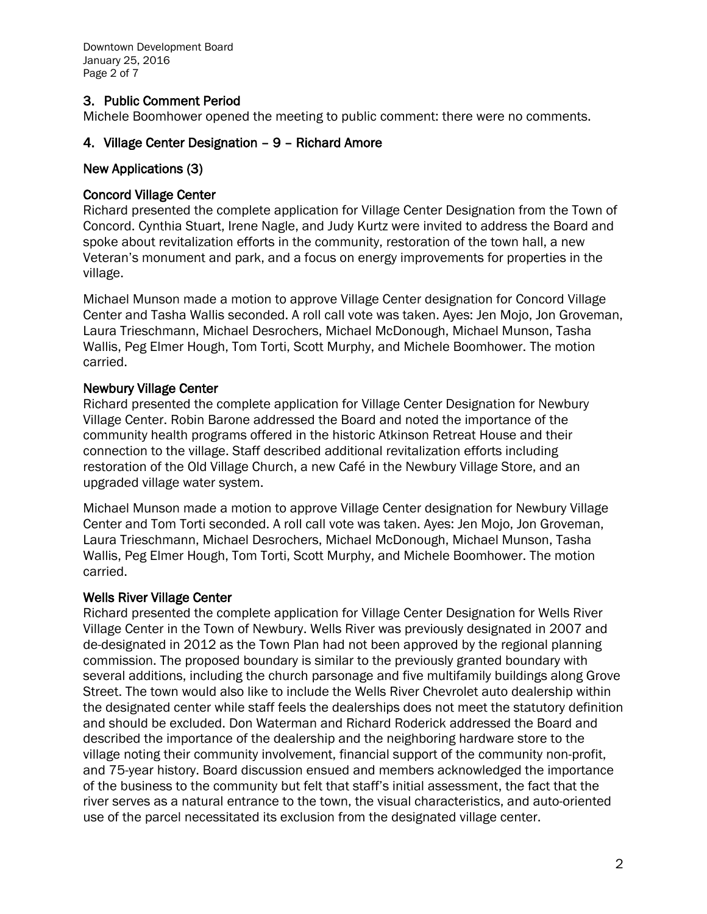## 3. Public Comment Period

Michele Boomhower opened the meeting to public comment: there were no comments.

## 4. Village Center Designation – 9 – Richard Amore

### New Applications (3)

### Concord Village Center

Richard presented the complete application for Village Center Designation from the Town of Concord. Cynthia Stuart, Irene Nagle, and Judy Kurtz were invited to address the Board and spoke about revitalization efforts in the community, restoration of the town hall, a new Veteran's monument and park, and a focus on energy improvements for properties in the village.

Michael Munson made a motion to approve Village Center designation for Concord Village Center and Tasha Wallis seconded. A roll call vote was taken. Ayes: Jen Mojo, Jon Groveman, Laura Trieschmann, Michael Desrochers, Michael McDonough, Michael Munson, Tasha Wallis, Peg Elmer Hough, Tom Torti, Scott Murphy, and Michele Boomhower. The motion carried.

### Newbury Village Center

Richard presented the complete application for Village Center Designation for Newbury Village Center. Robin Barone addressed the Board and noted the importance of the community health programs offered in the historic Atkinson Retreat House and their connection to the village. Staff described additional revitalization efforts including restoration of the Old Village Church, a new Café in the Newbury Village Store, and an upgraded village water system.

Michael Munson made a motion to approve Village Center designation for Newbury Village Center and Tom Torti seconded. A roll call vote was taken. Ayes: Jen Mojo, Jon Groveman, Laura Trieschmann, Michael Desrochers, Michael McDonough, Michael Munson, Tasha Wallis, Peg Elmer Hough, Tom Torti, Scott Murphy, and Michele Boomhower. The motion carried.

### Wells River Village Center

Richard presented the complete application for Village Center Designation for Wells River Village Center in the Town of Newbury. Wells River was previously designated in 2007 and de-designated in 2012 as the Town Plan had not been approved by the regional planning commission. The proposed boundary is similar to the previously granted boundary with several additions, including the church parsonage and five multifamily buildings along Grove Street. The town would also like to include the Wells River Chevrolet auto dealership within the designated center while staff feels the dealerships does not meet the statutory definition and should be excluded. Don Waterman and Richard Roderick addressed the Board and described the importance of the dealership and the neighboring hardware store to the village noting their community involvement, financial support of the community non-profit, and 75-year history. Board discussion ensued and members acknowledged the importance of the business to the community but felt that staff's initial assessment, the fact that the river serves as a natural entrance to the town, the visual characteristics, and auto-oriented use of the parcel necessitated its exclusion from the designated village center.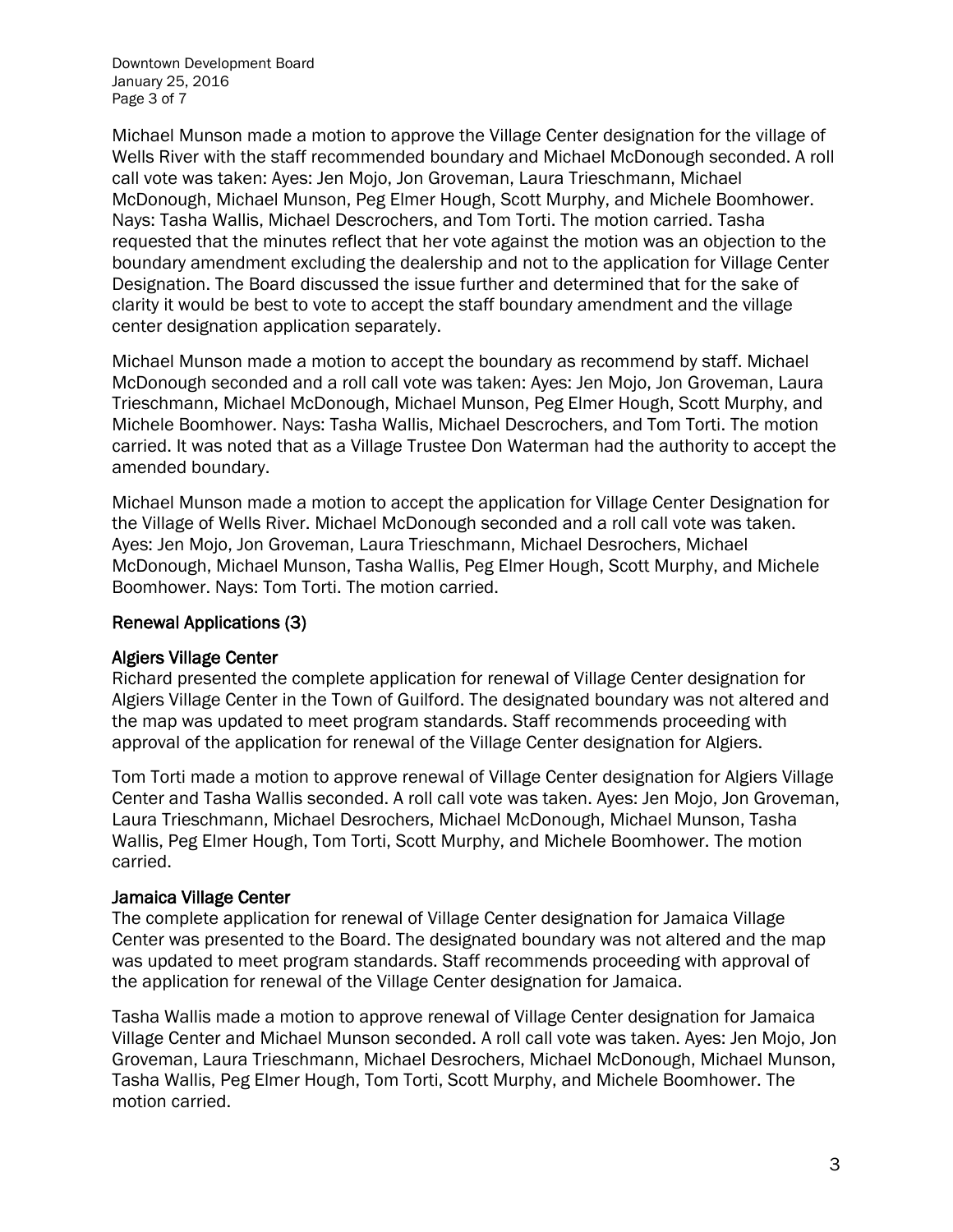Michael Munson made a motion to approve the Village Center designation for the village of Wells River with the staff recommended boundary and Michael McDonough seconded. A roll call vote was taken: Ayes: Jen Mojo, Jon Groveman, Laura Trieschmann, Michael McDonough, Michael Munson, Peg Elmer Hough, Scott Murphy, and Michele Boomhower. Nays: Tasha Wallis, Michael Descrochers, and Tom Torti. The motion carried. Tasha requested that the minutes reflect that her vote against the motion was an objection to the boundary amendment excluding the dealership and not to the application for Village Center Designation. The Board discussed the issue further and determined that for the sake of clarity it would be best to vote to accept the staff boundary amendment and the village center designation application separately.

Michael Munson made a motion to accept the boundary as recommend by staff. Michael McDonough seconded and a roll call vote was taken: Ayes: Jen Mojo, Jon Groveman, Laura Trieschmann, Michael McDonough, Michael Munson, Peg Elmer Hough, Scott Murphy, and Michele Boomhower. Nays: Tasha Wallis, Michael Descrochers, and Tom Torti. The motion carried. It was noted that as a Village Trustee Don Waterman had the authority to accept the amended boundary.

Michael Munson made a motion to accept the application for Village Center Designation for the Village of Wells River. Michael McDonough seconded and a roll call vote was taken. Ayes: Jen Mojo, Jon Groveman, Laura Trieschmann, Michael Desrochers, Michael McDonough, Michael Munson, Tasha Wallis, Peg Elmer Hough, Scott Murphy, and Michele Boomhower. Nays: Tom Torti. The motion carried.

## Renewal Applications (3)

### Algiers Village Center

Richard presented the complete application for renewal of Village Center designation for Algiers Village Center in the Town of Guilford. The designated boundary was not altered and the map was updated to meet program standards. Staff recommends proceeding with approval of the application for renewal of the Village Center designation for Algiers.

Tom Torti made a motion to approve renewal of Village Center designation for Algiers Village Center and Tasha Wallis seconded. A roll call vote was taken. Ayes: Jen Mojo, Jon Groveman, Laura Trieschmann, Michael Desrochers, Michael McDonough, Michael Munson, Tasha Wallis, Peg Elmer Hough, Tom Torti, Scott Murphy, and Michele Boomhower. The motion carried.

### Jamaica Village Center

The complete application for renewal of Village Center designation for Jamaica Village Center was presented to the Board. The designated boundary was not altered and the map was updated to meet program standards. Staff recommends proceeding with approval of the application for renewal of the Village Center designation for Jamaica.

Tasha Wallis made a motion to approve renewal of Village Center designation for Jamaica Village Center and Michael Munson seconded. A roll call vote was taken. Ayes: Jen Mojo, Jon Groveman, Laura Trieschmann, Michael Desrochers, Michael McDonough, Michael Munson, Tasha Wallis, Peg Elmer Hough, Tom Torti, Scott Murphy, and Michele Boomhower. The motion carried.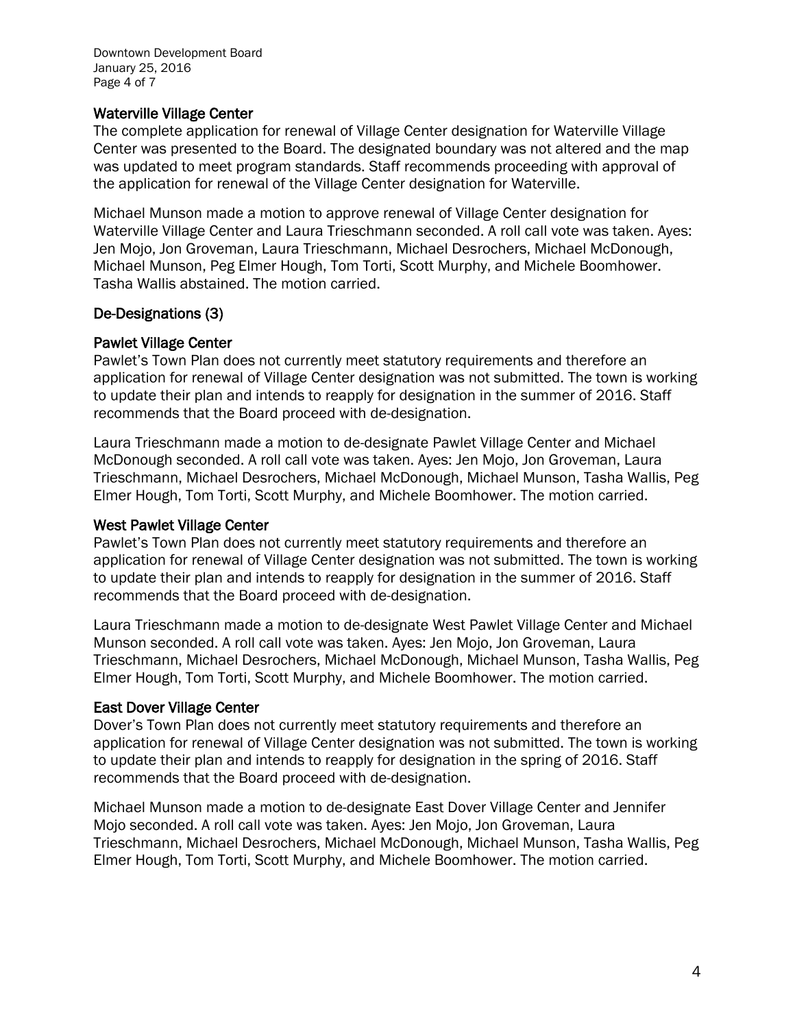### Waterville Village Center

The complete application for renewal of Village Center designation for Waterville Village Center was presented to the Board. The designated boundary was not altered and the map was updated to meet program standards. Staff recommends proceeding with approval of the application for renewal of the Village Center designation for Waterville.

Michael Munson made a motion to approve renewal of Village Center designation for Waterville Village Center and Laura Trieschmann seconded. A roll call vote was taken. Ayes: Jen Mojo, Jon Groveman, Laura Trieschmann, Michael Desrochers, Michael McDonough, Michael Munson, Peg Elmer Hough, Tom Torti, Scott Murphy, and Michele Boomhower. Tasha Wallis abstained. The motion carried.

## De-Designations (3)

### Pawlet Village Center

Pawlet's Town Plan does not currently meet statutory requirements and therefore an application for renewal of Village Center designation was not submitted. The town is working to update their plan and intends to reapply for designation in the summer of 2016. Staff recommends that the Board proceed with de-designation.

Laura Trieschmann made a motion to de-designate Pawlet Village Center and Michael McDonough seconded. A roll call vote was taken. Ayes: Jen Mojo, Jon Groveman, Laura Trieschmann, Michael Desrochers, Michael McDonough, Michael Munson, Tasha Wallis, Peg Elmer Hough, Tom Torti, Scott Murphy, and Michele Boomhower. The motion carried.

### West Pawlet Village Center

Pawlet's Town Plan does not currently meet statutory requirements and therefore an application for renewal of Village Center designation was not submitted. The town is working to update their plan and intends to reapply for designation in the summer of 2016. Staff recommends that the Board proceed with de-designation.

Laura Trieschmann made a motion to de-designate West Pawlet Village Center and Michael Munson seconded. A roll call vote was taken. Ayes: Jen Mojo, Jon Groveman, Laura Trieschmann, Michael Desrochers, Michael McDonough, Michael Munson, Tasha Wallis, Peg Elmer Hough, Tom Torti, Scott Murphy, and Michele Boomhower. The motion carried.

### East Dover Village Center

Dover's Town Plan does not currently meet statutory requirements and therefore an application for renewal of Village Center designation was not submitted. The town is working to update their plan and intends to reapply for designation in the spring of 2016. Staff recommends that the Board proceed with de-designation.

Michael Munson made a motion to de-designate East Dover Village Center and Jennifer Mojo seconded. A roll call vote was taken. Ayes: Jen Mojo, Jon Groveman, Laura Trieschmann, Michael Desrochers, Michael McDonough, Michael Munson, Tasha Wallis, Peg Elmer Hough, Tom Torti, Scott Murphy, and Michele Boomhower. The motion carried.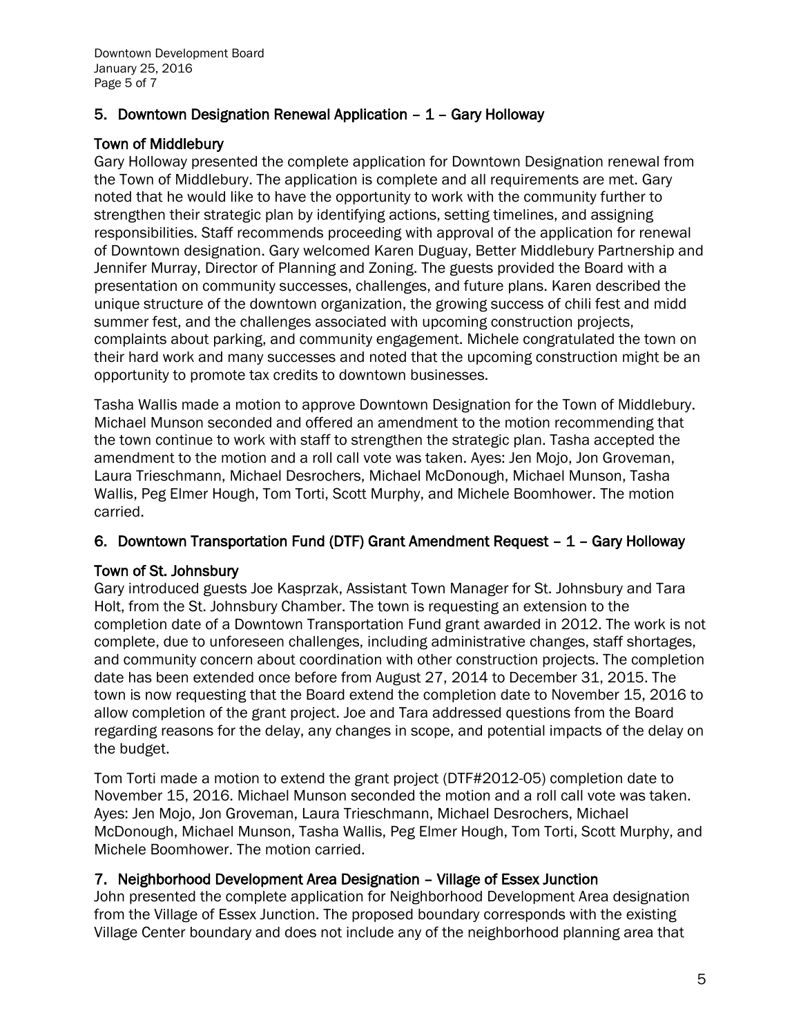## 5. Downtown Designation Renewal Application – 1 – Gary Holloway

### Town of Middlebury

Gary Holloway presented the complete application for Downtown Designation renewal from the Town of Middlebury. The application is complete and all requirements are met. Gary noted that he would like to have the opportunity to work with the community further to strengthen their strategic plan by identifying actions, setting timelines, and assigning responsibilities. Staff recommends proceeding with approval of the application for renewal of Downtown designation. Gary welcomed Karen Duguay, Better Middlebury Partnership and Jennifer Murray, Director of Planning and Zoning. The guests provided the Board with a presentation on community successes, challenges, and future plans. Karen described the unique structure of the downtown organization, the growing success of chili fest and midd summer fest, and the challenges associated with upcoming construction projects, complaints about parking, and community engagement. Michele congratulated the town on their hard work and many successes and noted that the upcoming construction might be an opportunity to promote tax credits to downtown businesses.

Tasha Wallis made a motion to approve Downtown Designation for the Town of Middlebury. Michael Munson seconded and offered an amendment to the motion recommending that the town continue to work with staff to strengthen the strategic plan. Tasha accepted the amendment to the motion and a roll call vote was taken. Ayes: Jen Mojo, Jon Groveman, Laura Trieschmann, Michael Desrochers, Michael McDonough, Michael Munson, Tasha Wallis, Peg Elmer Hough, Tom Torti, Scott Murphy, and Michele Boomhower. The motion carried.

## 6. Downtown Transportation Fund (DTF) Grant Amendment Request – 1 – Gary Holloway

### Town of St. Johnsbury

Gary introduced guests Joe Kasprzak, Assistant Town Manager for St. Johnsbury and Tara Holt, from the St. Johnsbury Chamber. The town is requesting an extension to the completion date of a Downtown Transportation Fund grant awarded in 2012. The work is not complete, due to unforeseen challenges, including administrative changes, staff shortages, and community concern about coordination with other construction projects. The completion date has been extended once before from August 27, 2014 to December 31, 2015. The town is now requesting that the Board extend the completion date to November 15, 2016 to allow completion of the grant project. Joe and Tara addressed questions from the Board regarding reasons for the delay, any changes in scope, and potential impacts of the delay on the budget.

Tom Torti made a motion to extend the grant project (DTF#2012-05) completion date to November 15, 2016. Michael Munson seconded the motion and a roll call vote was taken. Ayes: Jen Mojo, Jon Groveman, Laura Trieschmann, Michael Desrochers, Michael McDonough, Michael Munson, Tasha Wallis, Peg Elmer Hough, Tom Torti, Scott Murphy, and Michele Boomhower. The motion carried.

## 7. Neighborhood Development Area Designation – Village of Essex Junction

John presented the complete application for Neighborhood Development Area designation from the Village of Essex Junction. The proposed boundary corresponds with the existing Village Center boundary and does not include any of the neighborhood planning area that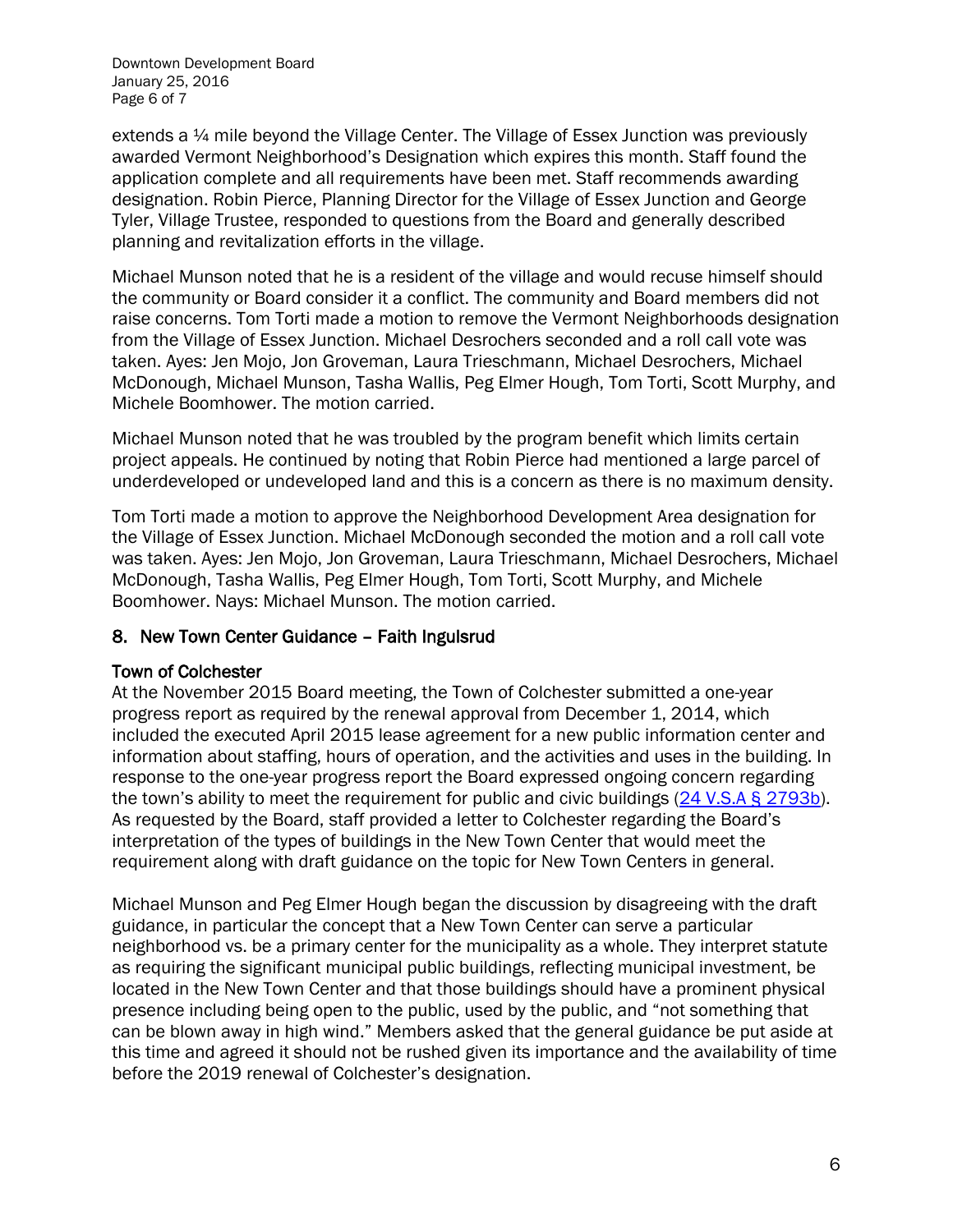extends a ¼ mile beyond the Village Center. The Village of Essex Junction was previously awarded Vermont Neighborhood's Designation which expires this month. Staff found the application complete and all requirements have been met. Staff recommends awarding designation. Robin Pierce, Planning Director for the Village of Essex Junction and George Tyler, Village Trustee, responded to questions from the Board and generally described planning and revitalization efforts in the village.

Michael Munson noted that he is a resident of the village and would recuse himself should the community or Board consider it a conflict. The community and Board members did not raise concerns. Tom Torti made a motion to remove the Vermont Neighborhoods designation from the Village of Essex Junction. Michael Desrochers seconded and a roll call vote was taken. Ayes: Jen Mojo, Jon Groveman, Laura Trieschmann, Michael Desrochers, Michael McDonough, Michael Munson, Tasha Wallis, Peg Elmer Hough, Tom Torti, Scott Murphy, and Michele Boomhower. The motion carried.

Michael Munson noted that he was troubled by the program benefit which limits certain project appeals. He continued by noting that Robin Pierce had mentioned a large parcel of underdeveloped or undeveloped land and this is a concern as there is no maximum density.

Tom Torti made a motion to approve the Neighborhood Development Area designation for the Village of Essex Junction. Michael McDonough seconded the motion and a roll call vote was taken. Ayes: Jen Mojo, Jon Groveman, Laura Trieschmann, Michael Desrochers, Michael McDonough, Tasha Wallis, Peg Elmer Hough, Tom Torti, Scott Murphy, and Michele Boomhower. Nays: Michael Munson. The motion carried.

## 8. New Town Center Guidance – Faith Ingulsrud

**Town of Colchester**

At the November 2015 Board meeting, the Town of Colchester submitted a one-year progress report as required by the renewal approval from December 1, 2014, which included the executed April 2015 lease agreement for a new public information center and information about staffing, hours of operation, and the activities and uses in the building. In response to the one-year progress report the Board expressed ongoing concern regarding the town's ability to meet the requirement for public and civic buildings (24 V.S.A § 2793b). As requested by the Board, staff provided a letter to Colchester regarding the Board's interpretation of the types of buildings in the New Town Center that would meet the requirement along with draft guidance on the topic for New Town Centers in general.

Michael Munson and Peg Elmer Hough began the discussion by disagreeing with the draft guidance, in particular the concept that a New Town Center can serve a particular neighborhood vs. be a primary center for the municipality as a whole. They interpret statute as requiring the significant municipal public buildings, reflecting municipal investment, be located in the New Town Center and that those buildings should have a prominent physical presence including being open to the public, used by the public, and "not something that can be blown away in high wind." Members asked that the general guidance be put aside at this time and agreed it should not be rushed given its importance and the availability of time before the 2019 renewal of Colchester's designation.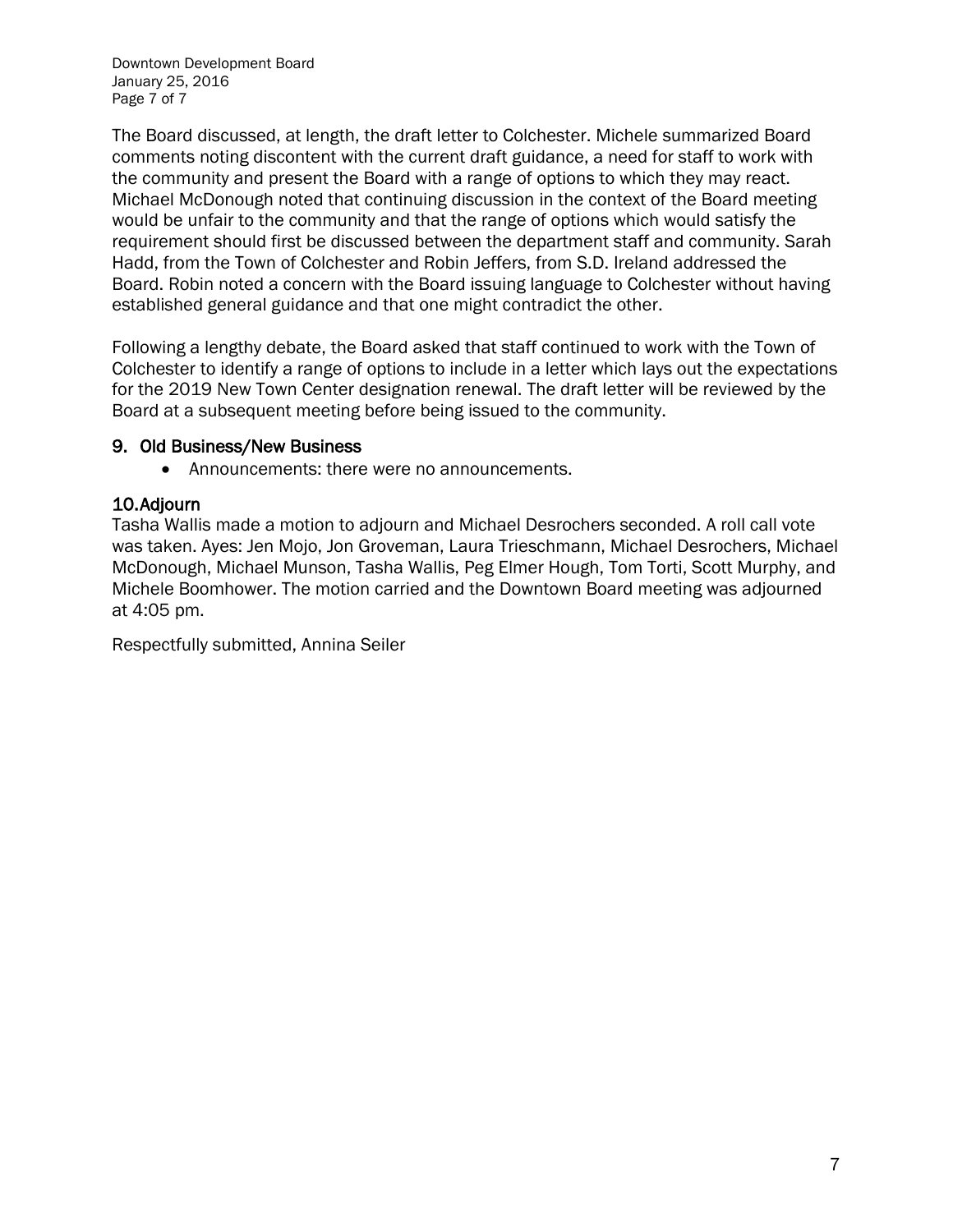The Board discussed, at length, the draft letter to Colchester. Michele summarized Board comments noting discontent with the current draft guidance, a need for staff to work with the community and present the Board with a range of options to which they may react. Michael McDonough noted that continuing discussion in the context of the Board meeting would be unfair to the community and that the range of options which would satisfy the requirement should first be discussed between the department staff and community. Sarah Hadd, from the Town of Colchester and Robin Jeffers, from S.D. Ireland addressed the Board. Robin noted a concern with the Board issuing language to Colchester without having established general guidance and that one might contradict the other.

Following a lengthy debate, the Board asked that staff continued to work with the Town of Colchester to identify a range of options to include in a letter which lays out the expectations for the 2019 New Town Center designation renewal. The draft letter will be reviewed by the Board at a subsequent meeting before being issued to the community.

## 9. Old Business/New Business

- Announcements: there were no announcements.

## 10. Adjourn

Tasha Wallis made a motion to adjourn and Michael Desrochers seconded. A roll call vote was taken. Ayes: Jen Mojo, Jon Groveman, Laura Trieschmann, Michael Desrochers, Michael McDonough, Michael Munson, Tasha Wallis, Peg Elmer Hough, Tom Torti, Scott Murphy, and Michele Boomhower. The motion carried and the Downtown Board meeting was adjourned at 4:05 pm.

Respectfully submitted, Annina Seiler